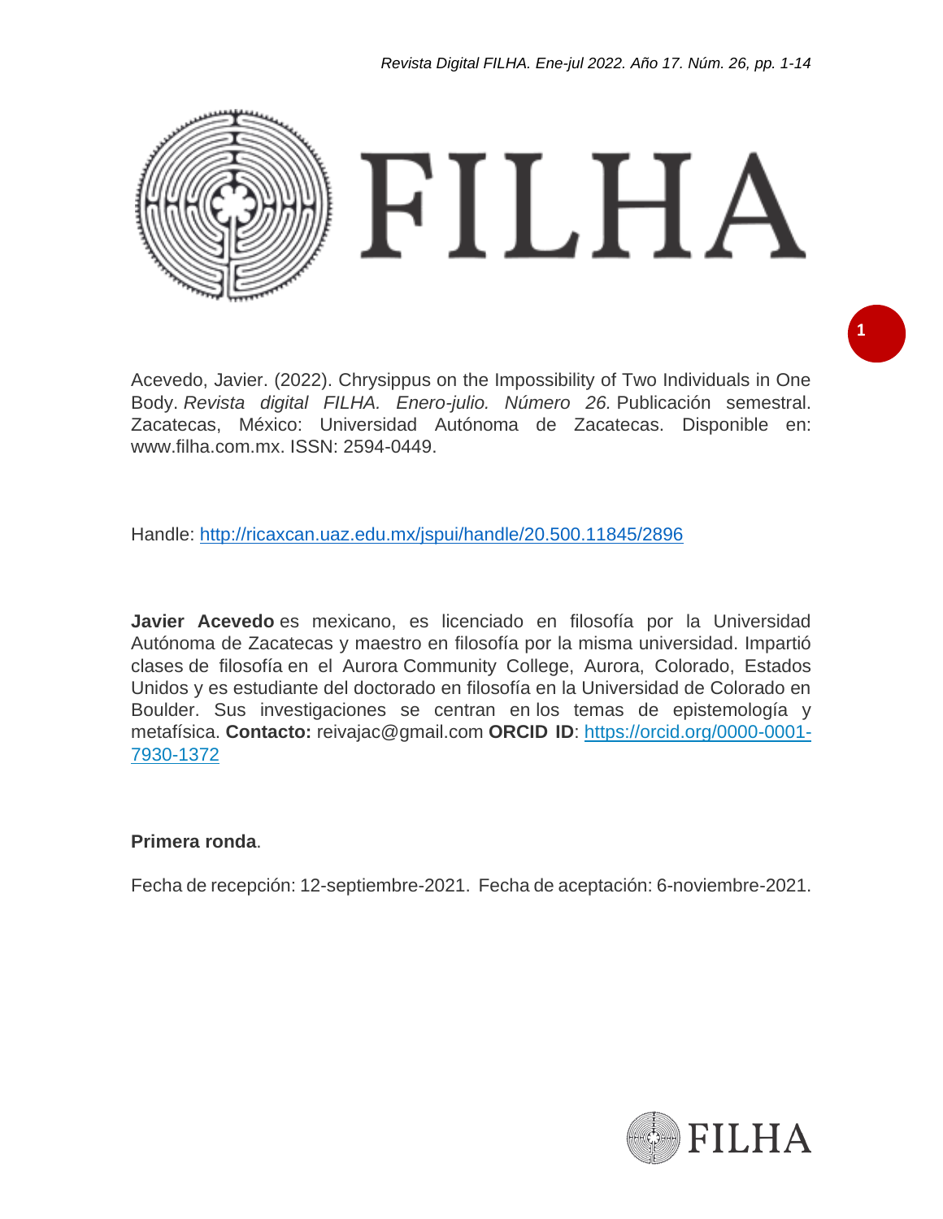Acevedo, Javier. (2022). Chrysippus on the Impossibility of Two Individuals in One Body. *Revista digital FILHA. Enero-julio. Número 26.* Publicación semestral. Zacatecas, México: Universidad Autónoma de Zacatecas. Disponible en: www.filha.com.mx. ISSN: 2594-0449.

Handle: http://ricaxcan.uaz.edu.mx/jspui/handle/20.500.11845/2896

**Javier Acevedo** es mexicano, es licenciado en filosofía por la Universidad Autónoma de Zacatecas y maestro en filosofía por la misma universidad. Impartió clases de filosofía en el Aurora Community College, Aurora, Colorado, Estados Unidos y es estudiante del doctorado en filosofía en la Universidad de Colorado en Boulder. Sus investigaciones se centran en los temas de epistemología y metafísica. **Contacto:** reivajac@gmail.com **ORCID ID**: https://orcid.org/0000-0001-7930-1372

**Primera ronda**.

Fecha de recepción: 12-septiembre-2021. Fecha de aceptación: 6-noviembre-2021.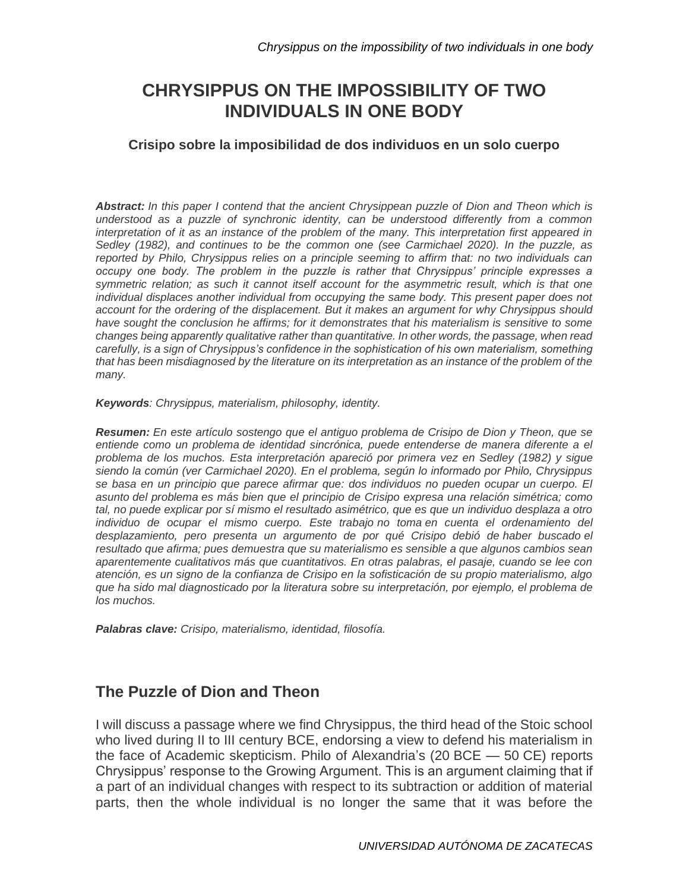# CHRYSIPPUS ON THE IMPOSSIBILITY OF TWO INDIVIDUALS IN ONE BODY

### Crisipo sobre la imposibilidad de dos individuos en un solo cuerpo

***Abstract:*** *In this paper I contend that the ancient Chrysippean puzzle of Dion and Theon which is understood as a puzzle of synchronic identity, can be understood differently from a common interpretation of it as an instance of the problem of the many. This interpretation first appeared in Sedley (1982), and continues to be the common one (see Carmichael 2020). In the puzzle, as reported by Philo, Chrysippus relies on a principle seeming to affirm that: no two individuals can occupy one body. The problem in the puzzle is rather that Chrysippus' principle expresses a symmetric relation; as such it cannot itself account for the asymmetric result, which is that one individual displaces another individual from occupying the same body. This present paper does not account for the ordering of the displacement. But it makes an argument for why Chrysippus should have sought the conclusion he affirms; for it demonstrates that his materialism is sensitive to some changes being apparently qualitative rather than quantitative. In other words, the passage, when read carefully, is a sign of Chrysippus's confidence in the sophistication of his own materialism, something that has been misdiagnosed by the literature on its interpretation as an instance of the problem of the many.*

***Keywords****: Chrysippus, materialism, philosophy, identity.*

***Resumen:*** *En este artículo sostengo que el antiguo problema de Crisipo de Dion y Theon, que se entiende como un problema de identidad sincrónica, puede entenderse de manera diferente a el problema de los muchos. Esta interpretación apareció por primera vez en Sedley (1982) y sigue siendo la común (ver Carmichael 2020). En el problema, según lo informado por Philo, Chrysippus se basa en un principio que parece afirmar que: dos individuos no pueden ocupar un cuerpo. El asunto del problema es más bien que el principio de Crisipo expresa una relación simétrica; como tal, no puede explicar por sí mismo el resultado asimétrico, que es que un individuo desplaza a otro individuo de ocupar el mismo cuerpo. Este trabajo no toma en cuenta el ordenamiento del desplazamiento, pero presenta un argumento de por qué Crisipo debió de haber buscado el resultado que afirma; pues demuestra que su materialismo es sensible a que algunos cambios sean aparentemente cualitativos más que cuantitativos. En otras palabras, el pasaje, cuando se lee con atención, es un signo de la confianza de Crisipo en la sofisticación de su propio materialismo, algo que ha sido mal diagnosticado por la literatura sobre su interpretación, por ejemplo, el problema de los muchos.*

***Palabras clave:*** *Crisipo, materialismo, identidad, filosofía.*

## The Puzzle of Dion and Theon

I will discuss a passage where we find Chrysippus, the third head of the Stoic school who lived during II to III century BCE, endorsing a view to defend his materialism in the face of Academic skepticism. Philo of Alexandria's (20 BCE — 50 CE) reports Chrysippus' response to the Growing Argument. This is an argument claiming that if a part of an individual changes with respect to its subtraction or addition of material parts, then the whole individual is no longer the same that it was before the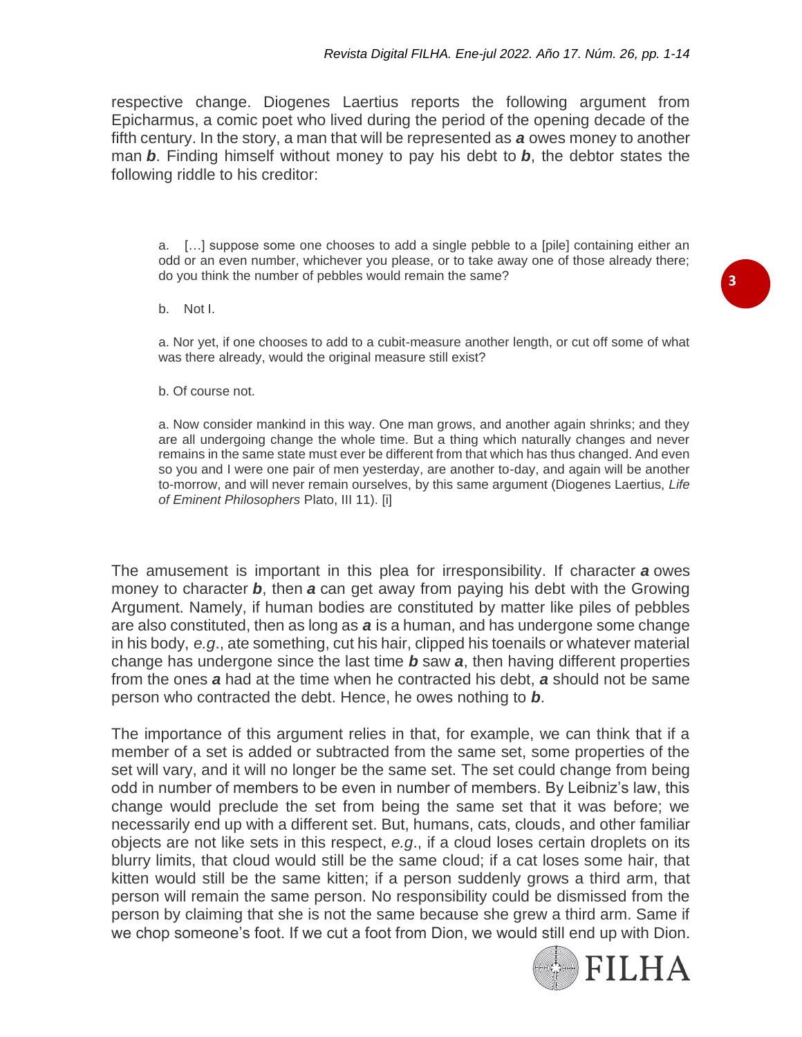respective change. Diogenes Laertius reports the following argument from Epicharmus, a comic poet who lived during the period of the opening decade of the fifth century. In the story, a man that will be represented as ***a*** owes money to another man ***b***. Finding himself without money to pay his debt to ***b***, the debtor states the following riddle to his creditor:

> a. […] suppose some one chooses to add a single pebble to a [pile] containing either an odd or an even number, whichever you please, or to take away one of those already there; do you think the number of pebbles would remain the same?
>
> b. Not I.
>
> a. Nor yet, if one chooses to add to a cubit-measure another length, or cut off some of what was there already, would the original measure still exist?
>
> b. Of course not.
>
> a. Now consider mankind in this way. One man grows, and another again shrinks; and they are all undergoing change the whole time. But a thing which naturally changes and never remains in the same state must ever be different from that which has thus changed. And even so you and I were one pair of men yesterday, are another to-day, and again will be another to-morrow, and will never remain ourselves, by this same argument (Diogenes Laertius, *Life of Eminent Philosophers* Plato, III 11). [i]

The amusement is important in this plea for irresponsibility. If character ***a*** owes money to character ***b***, then ***a*** can get away from paying his debt with the Growing Argument. Namely, if human bodies are constituted by matter like piles of pebbles are also constituted, then as long as ***a*** is a human, and has undergone some change in his body, *e.g*., ate something, cut his hair, clipped his toenails or whatever material change has undergone since the last time ***b*** saw ***a***, then having different properties from the ones ***a*** had at the time when he contracted his debt, ***a*** should not be same person who contracted the debt. Hence, he owes nothing to ***b***.

The importance of this argument relies in that, for example, we can think that if a member of a set is added or subtracted from the same set, some properties of the set will vary, and it will no longer be the same set. The set could change from being odd in number of members to be even in number of members. By Leibniz's law, this change would preclude the set from being the same set that it was before; we necessarily end up with a different set. But, humans, cats, clouds, and other familiar objects are not like sets in this respect, *e.g*., if a cloud loses certain droplets on its blurry limits, that cloud would still be the same cloud; if a cat loses some hair, that kitten would still be the same kitten; if a person suddenly grows a third arm, that person will remain the same person. No responsibility could be dismissed from the person by claiming that she is not the same because she grew a third arm. Same if we chop someone's foot. If we cut a foot from Dion, we would still end up with Dion.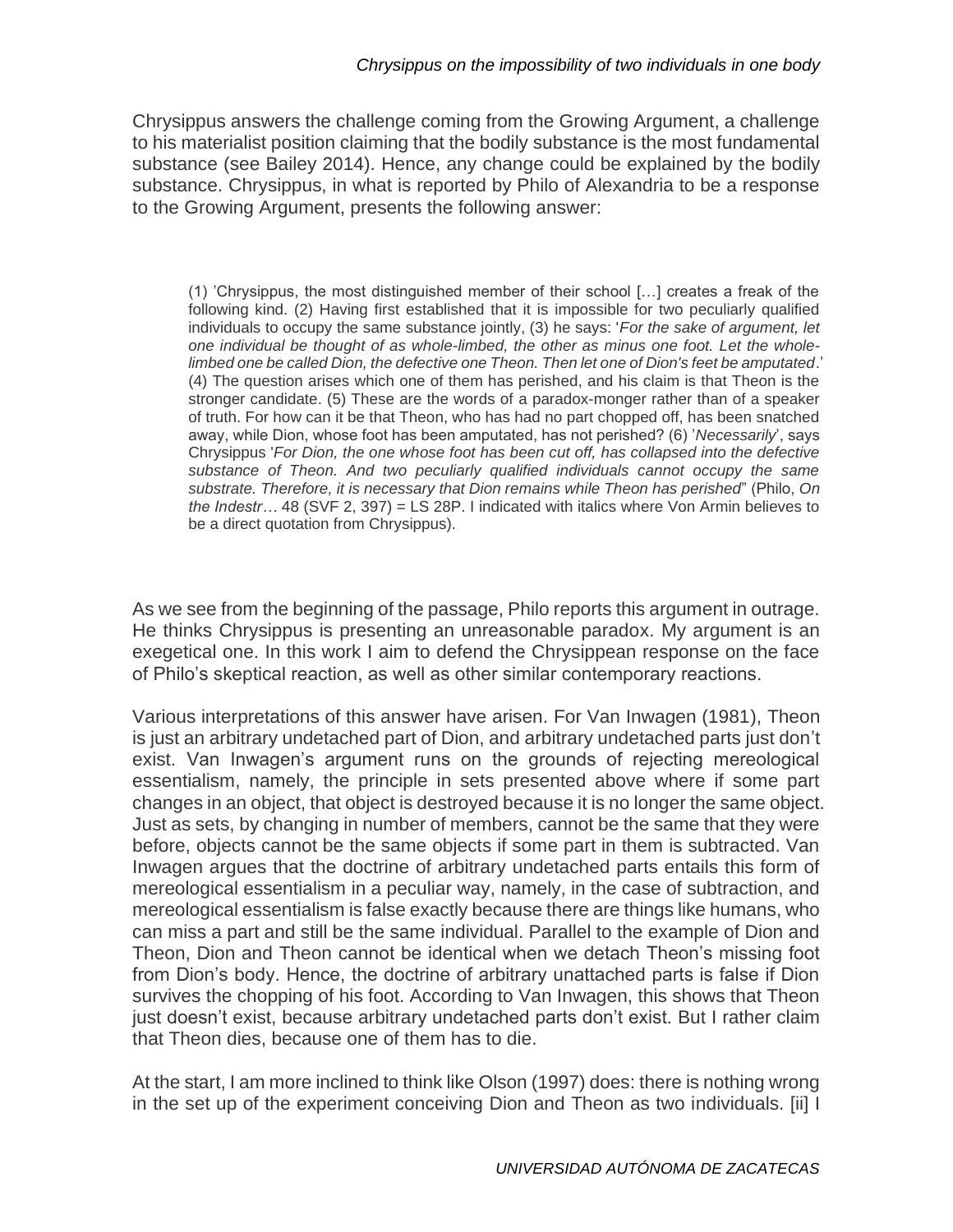Chrysippus answers the challenge coming from the Growing Argument, a challenge to his materialist position claiming that the bodily substance is the most fundamental substance (see Bailey 2014). Hence, any change could be explained by the bodily substance. Chrysippus, in what is reported by Philo of Alexandria to be a response to the Growing Argument, presents the following answer:

> (1) 'Chrysippus, the most distinguished member of their school […] creates a freak of the following kind. (2) Having first established that it is impossible for two peculiarly qualified individuals to occupy the same substance jointly, (3) he says: '*For the sake of argument, let one individual be thought of as whole-limbed, the other as minus one foot. Let the whole-limbed one be called Dion, the defective one Theon. Then let one of Dion's feet be amputated*.' (4) The question arises which one of them has perished, and his claim is that Theon is the stronger candidate. (5) These are the words of a paradox-monger rather than of a speaker of truth. For how can it be that Theon, who has had no part chopped off, has been snatched away, while Dion, whose foot has been amputated, has not perished? (6) '*Necessarily*', says Chrysippus '*For Dion, the one whose foot has been cut off, has collapsed into the defective substance of Theon. And two peculiarly qualified individuals cannot occupy the same substrate. Therefore, it is necessary that Dion remains while Theon has perished*" (Philo, *On the Indestr*… 48 (SVF 2, 397) = LS 28P. I indicated with italics where Von Armin believes to be a direct quotation from Chrysippus).

As we see from the beginning of the passage, Philo reports this argument in outrage. He thinks Chrysippus is presenting an unreasonable paradox. My argument is an exegetical one. In this work I aim to defend the Chrysippean response on the face of Philo's skeptical reaction, as well as other similar contemporary reactions.

Various interpretations of this answer have arisen. For Van Inwagen (1981), Theon is just an arbitrary undetached part of Dion, and arbitrary undetached parts just don't exist. Van Inwagen's argument runs on the grounds of rejecting mereological essentialism, namely, the principle in sets presented above where if some part changes in an object, that object is destroyed because it is no longer the same object. Just as sets, by changing in number of members, cannot be the same that they were before, objects cannot be the same objects if some part in them is subtracted. Van Inwagen argues that the doctrine of arbitrary undetached parts entails this form of mereological essentialism in a peculiar way, namely, in the case of subtraction, and mereological essentialism is false exactly because there are things like humans, who can miss a part and still be the same individual. Parallel to the example of Dion and Theon, Dion and Theon cannot be identical when we detach Theon's missing foot from Dion's body. Hence, the doctrine of arbitrary unattached parts is false if Dion survives the chopping of his foot. According to Van Inwagen, this shows that Theon just doesn't exist, because arbitrary undetached parts don't exist. But I rather claim that Theon dies, because one of them has to die.

At the start, I am more inclined to think like Olson (1997) does: there is nothing wrong in the set up of the experiment conceiving Dion and Theon as two individuals. [ii] I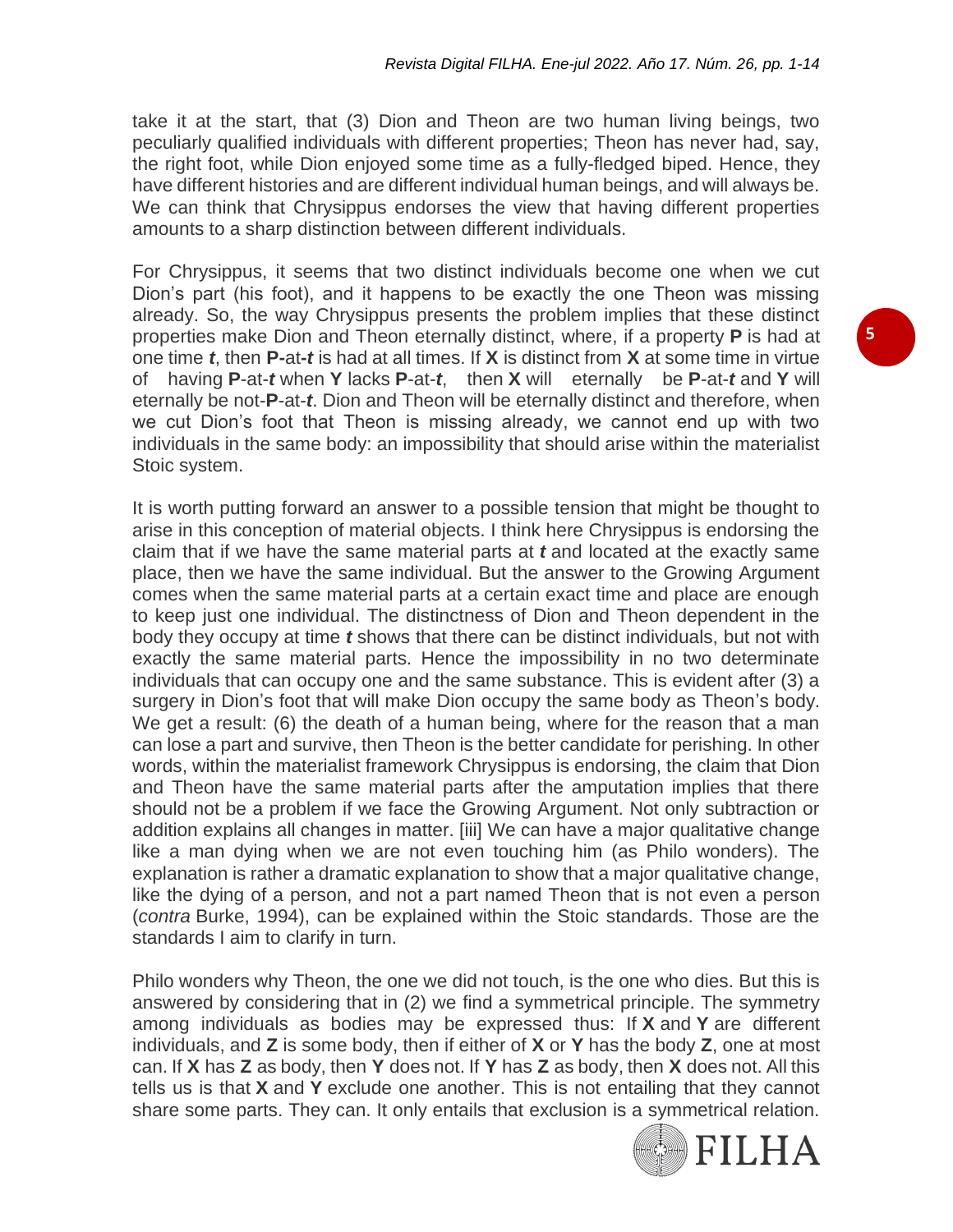take it at the start, that (3) Dion and Theon are two human living beings, two peculiarly qualified individuals with different properties; Theon has never had, say, the right foot, while Dion enjoyed some time as a fully-fledged biped. Hence, they have different histories and are different individual human beings, and will always be. We can think that Chrysippus endorses the view that having different properties amounts to a sharp distinction between different individuals.

For Chrysippus, it seems that two distinct individuals become one when we cut Dion's part (his foot), and it happens to be exactly the one Theon was missing already. So, the way Chrysippus presents the problem implies that these distinct properties make Dion and Theon eternally distinct, where, if a property **P** is had at one time ***t***, then **P-**at**-*t*** is had at all times. If **X** is distinct from **X** at some time in virtue of having **P**-at-***t*** when **Y** lacks **P**-at-***t***, then **X** will eternally be **P**-at-***t*** and **Y** will eternally be not-**P**-at-***t***. Dion and Theon will be eternally distinct and therefore, when we cut Dion's foot that Theon is missing already, we cannot end up with two individuals in the same body: an impossibility that should arise within the materialist Stoic system.

It is worth putting forward an answer to a possible tension that might be thought to arise in this conception of material objects. I think here Chrysippus is endorsing the claim that if we have the same material parts at ***t*** and located at the exactly same place, then we have the same individual. But the answer to the Growing Argument comes when the same material parts at a certain exact time and place are enough to keep just one individual. The distinctness of Dion and Theon dependent in the body they occupy at time ***t*** shows that there can be distinct individuals, but not with exactly the same material parts. Hence the impossibility in no two determinate individuals that can occupy one and the same substance. This is evident after (3) a surgery in Dion's foot that will make Dion occupy the same body as Theon's body. We get a result: (6) the death of a human being, where for the reason that a man can lose a part and survive, then Theon is the better candidate for perishing. In other words, within the materialist framework Chrysippus is endorsing, the claim that Dion and Theon have the same material parts after the amputation implies that there should not be a problem if we face the Growing Argument. Not only subtraction or addition explains all changes in matter. [iii] We can have a major qualitative change like a man dying when we are not even touching him (as Philo wonders). The explanation is rather a dramatic explanation to show that a major qualitative change, like the dying of a person, and not a part named Theon that is not even a person (*contra* Burke, 1994), can be explained within the Stoic standards. Those are the standards I aim to clarify in turn.

Philo wonders why Theon, the one we did not touch, is the one who dies. But this is answered by considering that in (2) we find a symmetrical principle. The symmetry among individuals as bodies may be expressed thus: If **X** and **Y** are different individuals, and **Z** is some body, then if either of **X** or **Y** has the body **Z**, one at most can. If **X** has **Z** as body, then **Y** does not. If **Y** has **Z** as body, then **X** does not. All this tells us is that **X** and **Y** exclude one another. This is not entailing that they cannot share some parts. They can. It only entails that exclusion is a symmetrical relation.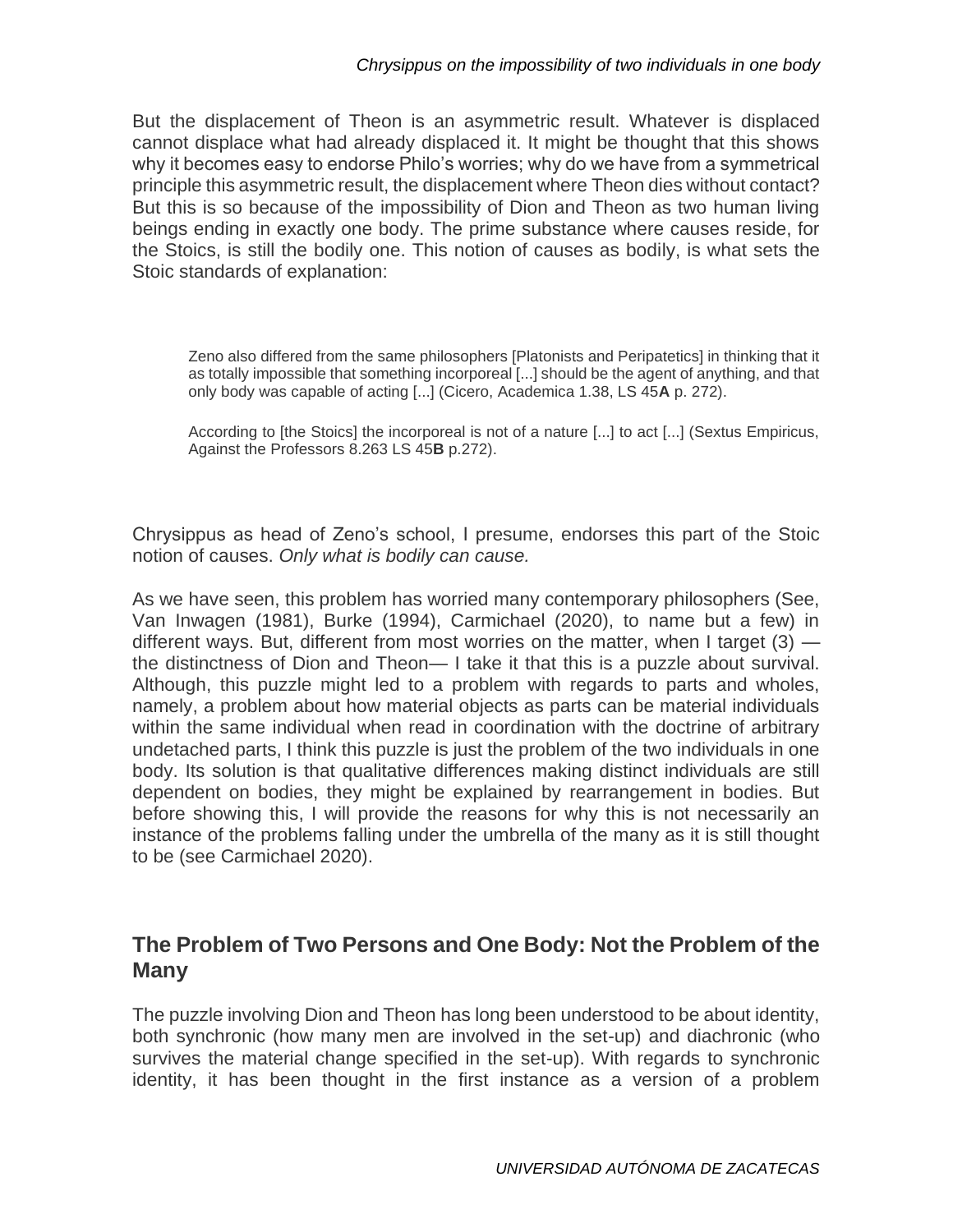But the displacement of Theon is an asymmetric result. Whatever is displaced cannot displace what had already displaced it. It might be thought that this shows why it becomes easy to endorse Philo's worries; why do we have from a symmetrical principle this asymmetric result, the displacement where Theon dies without contact? But this is so because of the impossibility of Dion and Theon as two human living beings ending in exactly one body. The prime substance where causes reside, for the Stoics, is still the bodily one. This notion of causes as bodily, is what sets the Stoic standards of explanation:

> Zeno also differed from the same philosophers [Platonists and Peripatetics] in thinking that it as totally impossible that something incorporeal [...] should be the agent of anything, and that only body was capable of acting [...] (Cicero, Academica 1.38, LS 45**A** p. 272).
>
> According to [the Stoics] the incorporeal is not of a nature [...] to act [...] (Sextus Empiricus, Against the Professors 8.263 LS 45**B** p.272).

Chrysippus as head of Zeno's school, I presume, endorses this part of the Stoic notion of causes. *Only what is bodily can cause.*

As we have seen, this problem has worried many contemporary philosophers (See, Van Inwagen (1981), Burke (1994), Carmichael (2020), to name but a few) in different ways. But, different from most worries on the matter, when I target (3) —the distinctness of Dion and Theon— I take it that this is a puzzle about survival. Although, this puzzle might led to a problem with regards to parts and wholes, namely, a problem about how material objects as parts can be material individuals within the same individual when read in coordination with the doctrine of arbitrary undetached parts, I think this puzzle is just the problem of the two individuals in one body. Its solution is that qualitative differences making distinct individuals are still dependent on bodies, they might be explained by rearrangement in bodies. But before showing this, I will provide the reasons for why this is not necessarily an instance of the problems falling under the umbrella of the many as it is still thought to be (see Carmichael 2020).

## The Problem of Two Persons and One Body: Not the Problem of the Many

The puzzle involving Dion and Theon has long been understood to be about identity, both synchronic (how many men are involved in the set-up) and diachronic (who survives the material change specified in the set-up). With regards to synchronic identity, it has been thought in the first instance as a version of a problem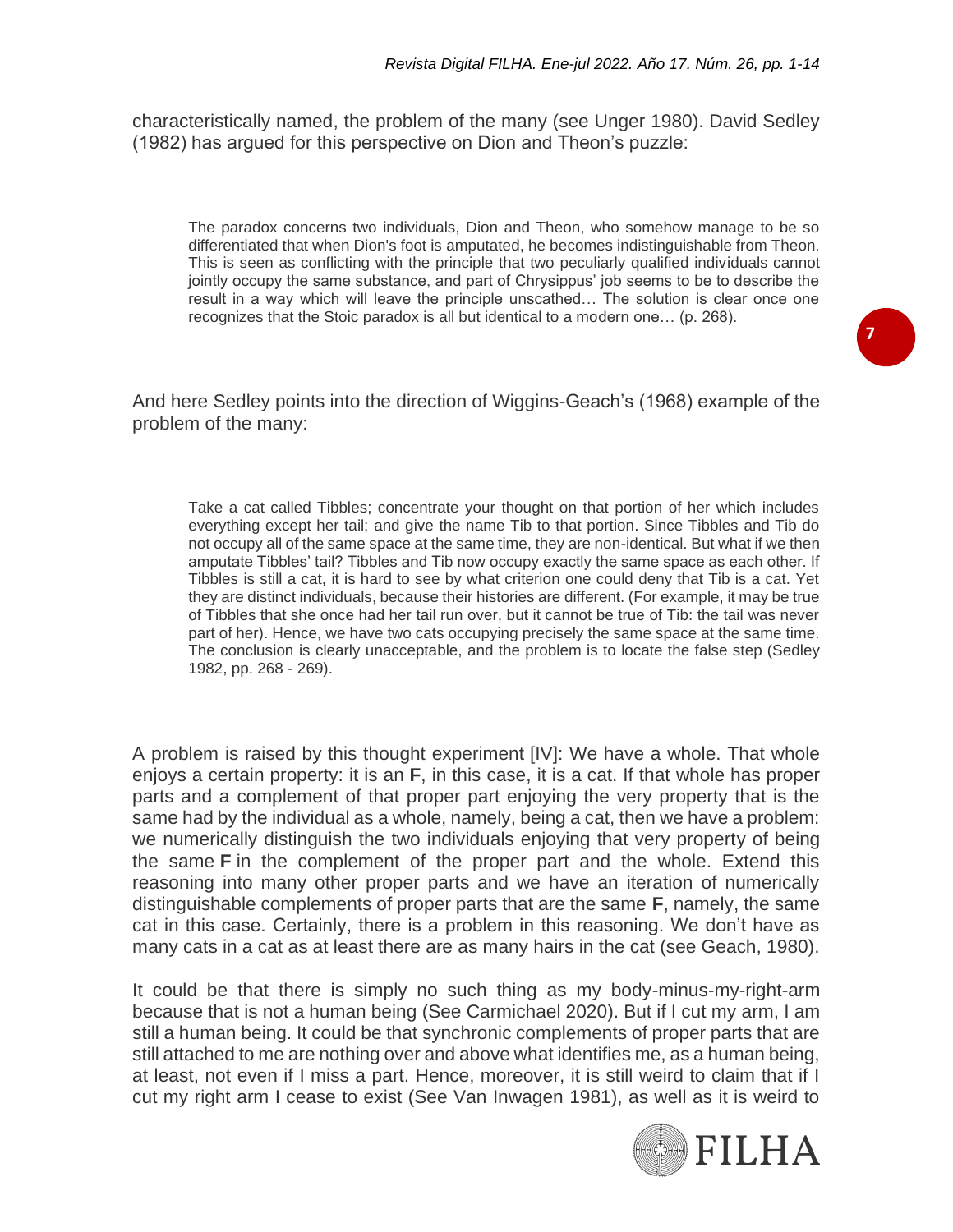characteristically named, the problem of the many (see Unger 1980). David Sedley (1982) has argued for this perspective on Dion and Theon's puzzle:

> The paradox concerns two individuals, Dion and Theon, who somehow manage to be so differentiated that when Dion's foot is amputated, he becomes indistinguishable from Theon. This is seen as conflicting with the principle that two peculiarly qualified individuals cannot jointly occupy the same substance, and part of Chrysippus' job seems to be to describe the result in a way which will leave the principle unscathed… The solution is clear once one recognizes that the Stoic paradox is all but identical to a modern one… (p. 268).

And here Sedley points into the direction of Wiggins-Geach's (1968) example of the problem of the many:

> Take a cat called Tibbles; concentrate your thought on that portion of her which includes everything except her tail; and give the name Tib to that portion. Since Tibbles and Tib do not occupy all of the same space at the same time, they are non-identical. But what if we then amputate Tibbles' tail? Tibbles and Tib now occupy exactly the same space as each other. If Tibbles is still a cat, it is hard to see by what criterion one could deny that Tib is a cat. Yet they are distinct individuals, because their histories are different. (For example, it may be true of Tibbles that she once had her tail run over, but it cannot be true of Tib: the tail was never part of her). Hence, we have two cats occupying precisely the same space at the same time. The conclusion is clearly unacceptable, and the problem is to locate the false step (Sedley 1982, pp. 268 - 269).

A problem is raised by this thought experiment [IV]: We have a whole. That whole enjoys a certain property: it is an **F**, in this case, it is a cat. If that whole has proper parts and a complement of that proper part enjoying the very property that is the same had by the individual as a whole, namely, being a cat, then we have a problem: we numerically distinguish the two individuals enjoying that very property of being the same **F** in the complement of the proper part and the whole. Extend this reasoning into many other proper parts and we have an iteration of numerically distinguishable complements of proper parts that are the same **F**, namely, the same cat in this case. Certainly, there is a problem in this reasoning. We don't have as many cats in a cat as at least there are as many hairs in the cat (see Geach, 1980).

It could be that there is simply no such thing as my body-minus-my-right-arm because that is not a human being (See Carmichael 2020). But if I cut my arm, I am still a human being. It could be that synchronic complements of proper parts that are still attached to me are nothing over and above what identifies me, as a human being, at least, not even if I miss a part. Hence, moreover, it is still weird to claim that if I cut my right arm I cease to exist (See Van Inwagen 1981), as well as it is weird to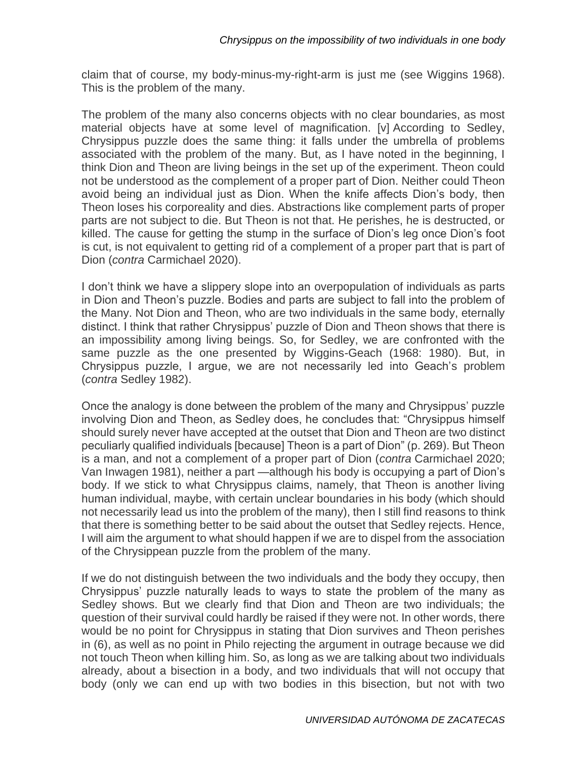claim that of course, my body-minus-my-right-arm is just me (see Wiggins 1968). This is the problem of the many.

The problem of the many also concerns objects with no clear boundaries, as most material objects have at some level of magnification. [v] According to Sedley, Chrysippus puzzle does the same thing: it falls under the umbrella of problems associated with the problem of the many. But, as I have noted in the beginning, I think Dion and Theon are living beings in the set up of the experiment. Theon could not be understood as the complement of a proper part of Dion. Neither could Theon avoid being an individual just as Dion. When the knife affects Dion's body, then Theon loses his corporeality and dies. Abstractions like complement parts of proper parts are not subject to die. But Theon is not that. He perishes, he is destructed, or killed. The cause for getting the stump in the surface of Dion's leg once Dion's foot is cut, is not equivalent to getting rid of a complement of a proper part that is part of Dion (*contra* Carmichael 2020).

I don't think we have a slippery slope into an overpopulation of individuals as parts in Dion and Theon's puzzle. Bodies and parts are subject to fall into the problem of the Many. Not Dion and Theon, who are two individuals in the same body, eternally distinct. I think that rather Chrysippus' puzzle of Dion and Theon shows that there is an impossibility among living beings. So, for Sedley, we are confronted with the same puzzle as the one presented by Wiggins-Geach (1968: 1980). But, in Chrysippus puzzle, I argue, we are not necessarily led into Geach's problem (*contra* Sedley 1982).

Once the analogy is done between the problem of the many and Chrysippus' puzzle involving Dion and Theon, as Sedley does, he concludes that: "Chrysippus himself should surely never have accepted at the outset that Dion and Theon are two distinct peculiarly qualified individuals [because] Theon is a part of Dion" (p. 269). But Theon is a man, and not a complement of a proper part of Dion (*contra* Carmichael 2020; Van Inwagen 1981), neither a part —although his body is occupying a part of Dion's body. If we stick to what Chrysippus claims, namely, that Theon is another living human individual, maybe, with certain unclear boundaries in his body (which should not necessarily lead us into the problem of the many), then I still find reasons to think that there is something better to be said about the outset that Sedley rejects. Hence, I will aim the argument to what should happen if we are to dispel from the association of the Chrysippean puzzle from the problem of the many.

If we do not distinguish between the two individuals and the body they occupy, then Chrysippus' puzzle naturally leads to ways to state the problem of the many as Sedley shows. But we clearly find that Dion and Theon are two individuals; the question of their survival could hardly be raised if they were not. In other words, there would be no point for Chrysippus in stating that Dion survives and Theon perishes in (6), as well as no point in Philo rejecting the argument in outrage because we did not touch Theon when killing him. So, as long as we are talking about two individuals already, about a bisection in a body, and two individuals that will not occupy that body (only we can end up with two bodies in this bisection, but not with two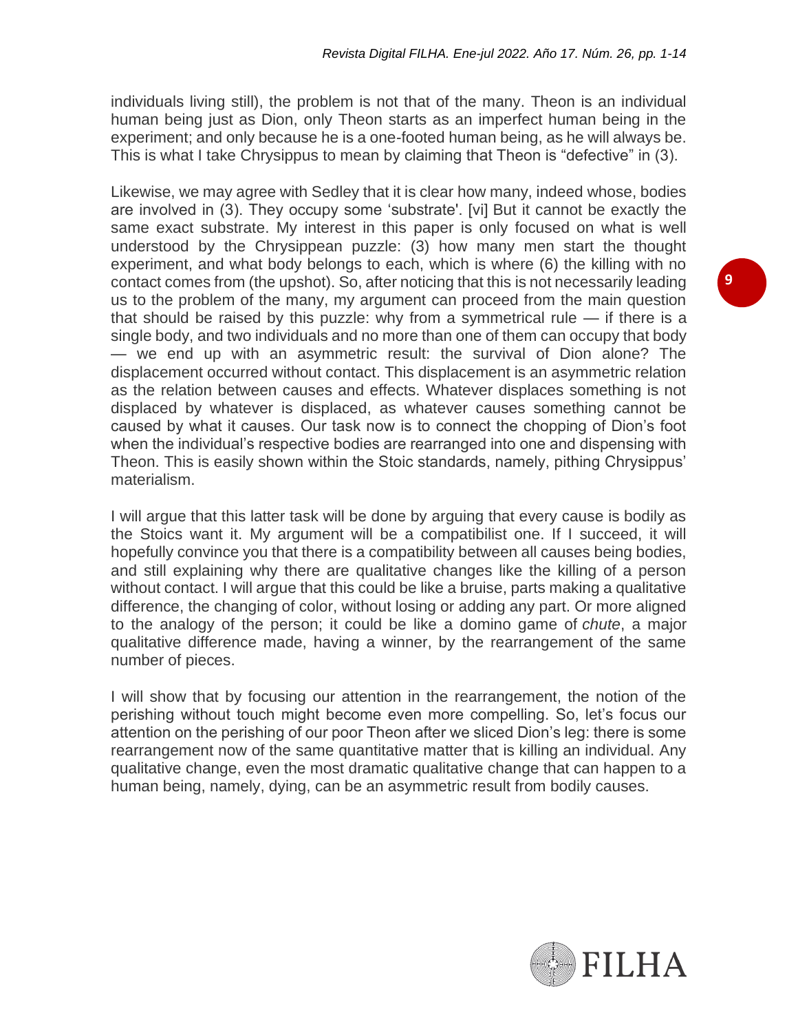individuals living still), the problem is not that of the many. Theon is an individual human being just as Dion, only Theon starts as an imperfect human being in the experiment; and only because he is a one-footed human being, as he will always be. This is what I take Chrysippus to mean by claiming that Theon is "defective" in (3).

Likewise, we may agree with Sedley that it is clear how many, indeed whose, bodies are involved in (3). They occupy some 'substrate'. [vi] But it cannot be exactly the same exact substrate. My interest in this paper is only focused on what is well understood by the Chrysippean puzzle: (3) how many men start the thought experiment, and what body belongs to each, which is where (6) the killing with no contact comes from (the upshot). So, after noticing that this is not necessarily leading us to the problem of the many, my argument can proceed from the main question that should be raised by this puzzle: why from a symmetrical rule — if there is a single body, and two individuals and no more than one of them can occupy that body — we end up with an asymmetric result: the survival of Dion alone? The displacement occurred without contact. This displacement is an asymmetric relation as the relation between causes and effects. Whatever displaces something is not displaced by whatever is displaced, as whatever causes something cannot be caused by what it causes. Our task now is to connect the chopping of Dion's foot when the individual's respective bodies are rearranged into one and dispensing with Theon. This is easily shown within the Stoic standards, namely, pithing Chrysippus' materialism.

I will argue that this latter task will be done by arguing that every cause is bodily as the Stoics want it. My argument will be a compatibilist one. If I succeed, it will hopefully convince you that there is a compatibility between all causes being bodies, and still explaining why there are qualitative changes like the killing of a person without contact. I will argue that this could be like a bruise, parts making a qualitative difference, the changing of color, without losing or adding any part. Or more aligned to the analogy of the person; it could be like a domino game of *chute*, a major qualitative difference made, having a winner, by the rearrangement of the same number of pieces.

I will show that by focusing our attention in the rearrangement, the notion of the perishing without touch might become even more compelling. So, let's focus our attention on the perishing of our poor Theon after we sliced Dion's leg: there is some rearrangement now of the same quantitative matter that is killing an individual. Any qualitative change, even the most dramatic qualitative change that can happen to a human being, namely, dying, can be an asymmetric result from bodily causes.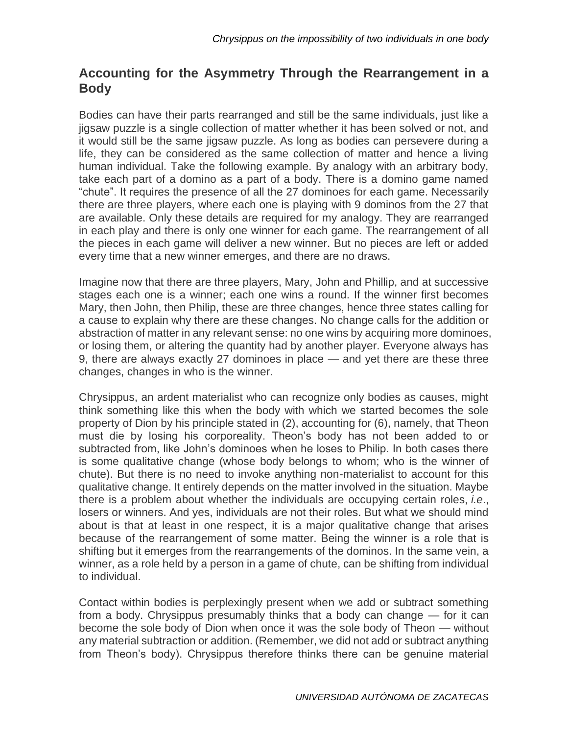## Accounting for the Asymmetry Through the Rearrangement in a Body

Bodies can have their parts rearranged and still be the same individuals, just like a jigsaw puzzle is a single collection of matter whether it has been solved or not, and it would still be the same jigsaw puzzle. As long as bodies can persevere during a life, they can be considered as the same collection of matter and hence a living human individual. Take the following example. By analogy with an arbitrary body, take each part of a domino as a part of a body. There is a domino game named "chute". It requires the presence of all the 27 dominoes for each game. Necessarily there are three players, where each one is playing with 9 dominos from the 27 that are available. Only these details are required for my analogy. They are rearranged in each play and there is only one winner for each game. The rearrangement of all the pieces in each game will deliver a new winner. But no pieces are left or added every time that a new winner emerges, and there are no draws.

Imagine now that there are three players, Mary, John and Phillip, and at successive stages each one is a winner; each one wins a round. If the winner first becomes Mary, then John, then Philip, these are three changes, hence three states calling for a cause to explain why there are these changes. No change calls for the addition or abstraction of matter in any relevant sense: no one wins by acquiring more dominoes, or losing them, or altering the quantity had by another player. Everyone always has 9, there are always exactly 27 dominoes in place — and yet there are these three changes, changes in who is the winner.

Chrysippus, an ardent materialist who can recognize only bodies as causes, might think something like this when the body with which we started becomes the sole property of Dion by his principle stated in (2), accounting for (6), namely, that Theon must die by losing his corporeality. Theon's body has not been added to or subtracted from, like John's dominoes when he loses to Philip. In both cases there is some qualitative change (whose body belongs to whom; who is the winner of chute). But there is no need to invoke anything non-materialist to account for this qualitative change. It entirely depends on the matter involved in the situation. Maybe there is a problem about whether the individuals are occupying certain roles, *i.e*., losers or winners. And yes, individuals are not their roles. But what we should mind about is that at least in one respect, it is a major qualitative change that arises because of the rearrangement of some matter. Being the winner is a role that is shifting but it emerges from the rearrangements of the dominos. In the same vein, a winner, as a role held by a person in a game of chute, can be shifting from individual to individual.

Contact within bodies is perplexingly present when we add or subtract something from a body. Chrysippus presumably thinks that a body can change — for it can become the sole body of Dion when once it was the sole body of Theon — without any material subtraction or addition. (Remember, we did not add or subtract anything from Theon's body). Chrysippus therefore thinks there can be genuine material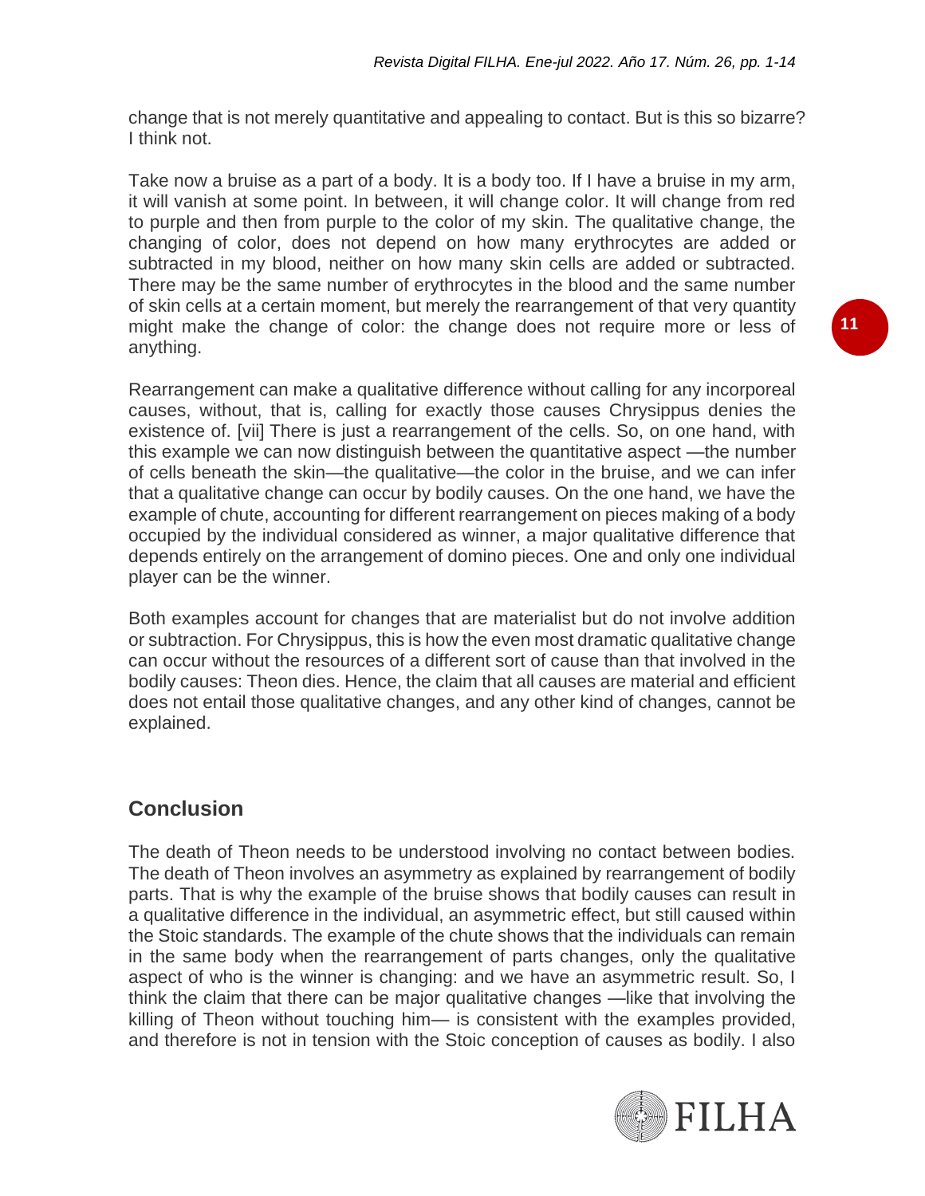change that is not merely quantitative and appealing to contact. But is this so bizarre? I think not.

Take now a bruise as a part of a body. It is a body too. If I have a bruise in my arm, it will vanish at some point. In between, it will change color. It will change from red to purple and then from purple to the color of my skin. The qualitative change, the changing of color, does not depend on how many erythrocytes are added or subtracted in my blood, neither on how many skin cells are added or subtracted. There may be the same number of erythrocytes in the blood and the same number of skin cells at a certain moment, but merely the rearrangement of that very quantity might make the change of color: the change does not require more or less of anything.

Rearrangement can make a qualitative difference without calling for any incorporeal causes, without, that is, calling for exactly those causes Chrysippus denies the existence of. [vii] There is just a rearrangement of the cells. So, on one hand, with this example we can now distinguish between the quantitative aspect —the number of cells beneath the skin—the qualitative—the color in the bruise, and we can infer that a qualitative change can occur by bodily causes. On the one hand, we have the example of chute, accounting for different rearrangement on pieces making of a body occupied by the individual considered as winner, a major qualitative difference that depends entirely on the arrangement of domino pieces. One and only one individual player can be the winner.

Both examples account for changes that are materialist but do not involve addition or subtraction. For Chrysippus, this is how the even most dramatic qualitative change can occur without the resources of a different sort of cause than that involved in the bodily causes: Theon dies. Hence, the claim that all causes are material and efficient does not entail those qualitative changes, and any other kind of changes, cannot be explained.

## Conclusion

The death of Theon needs to be understood involving no contact between bodies. The death of Theon involves an asymmetry as explained by rearrangement of bodily parts. That is why the example of the bruise shows that bodily causes can result in a qualitative difference in the individual, an asymmetric effect, but still caused within the Stoic standards. The example of the chute shows that the individuals can remain in the same body when the rearrangement of parts changes, only the qualitative aspect of who is the winner is changing: and we have an asymmetric result. So, I think the claim that there can be major qualitative changes —like that involving the killing of Theon without touching him— is consistent with the examples provided, and therefore is not in tension with the Stoic conception of causes as bodily. I also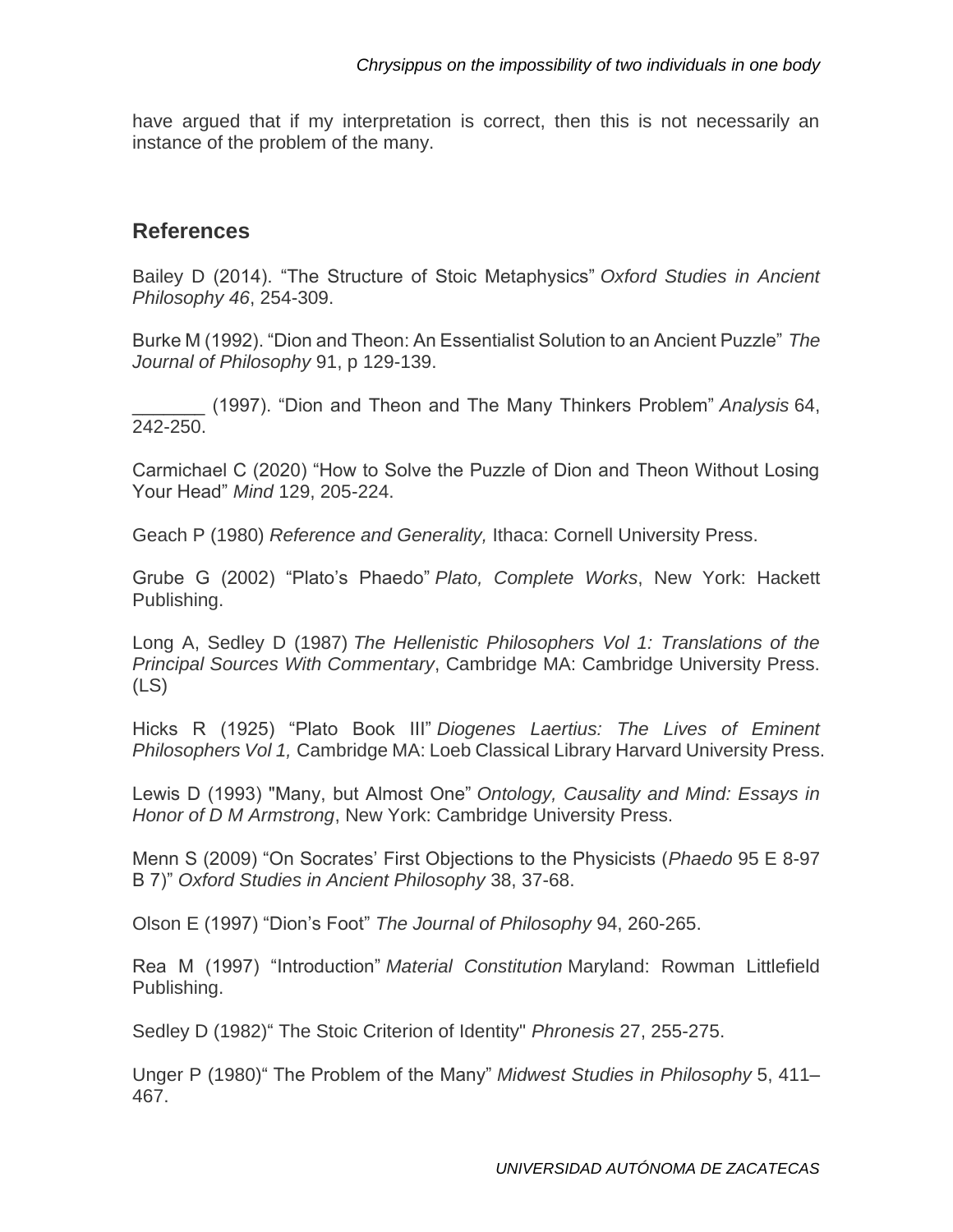have argued that if my interpretation is correct, then this is not necessarily an instance of the problem of the many.

## References

Bailey D (2014). "The Structure of Stoic Metaphysics" *Oxford Studies in Ancient Philosophy 46*, 254-309.

Burke M (1992). "Dion and Theon: An Essentialist Solution to an Ancient Puzzle" *The Journal of Philosophy* 91, p 129-139.

_______ (1997). "Dion and Theon and The Many Thinkers Problem" *Analysis* 64, 242-250.

Carmichael C (2020) "How to Solve the Puzzle of Dion and Theon Without Losing Your Head" *Mind* 129, 205-224.

Geach P (1980) *Reference and Generality,* Ithaca: Cornell University Press.

Grube G (2002) "Plato's Phaedo" *Plato, Complete Works*, New York: Hackett Publishing.

Long A, Sedley D (1987) *The Hellenistic Philosophers Vol 1: Translations of the Principal Sources With Commentary*, Cambridge MA: Cambridge University Press. (LS)

Hicks R (1925) "Plato Book III" *Diogenes Laertius: The Lives of Eminent Philosophers Vol 1,* Cambridge MA: Loeb Classical Library Harvard University Press.

Lewis D (1993) "Many, but Almost One" *Ontology, Causality and Mind: Essays in Honor of D M Armstrong*, New York: Cambridge University Press.

Menn S (2009) "On Socrates' First Objections to the Physicists (*Phaedo* 95 E 8-97 B 7)" *Oxford Studies in Ancient Philosophy* 38, 37-68.

Olson E (1997) "Dion's Foot" *The Journal of Philosophy* 94, 260-265.

Rea M (1997) "Introduction" *Material Constitution* Maryland: Rowman Littlefield Publishing.

Sedley D (1982)" The Stoic Criterion of Identity" *Phronesis* 27, 255-275.

Unger P (1980)" The Problem of the Many" *Midwest Studies in Philosophy* 5, 411–467.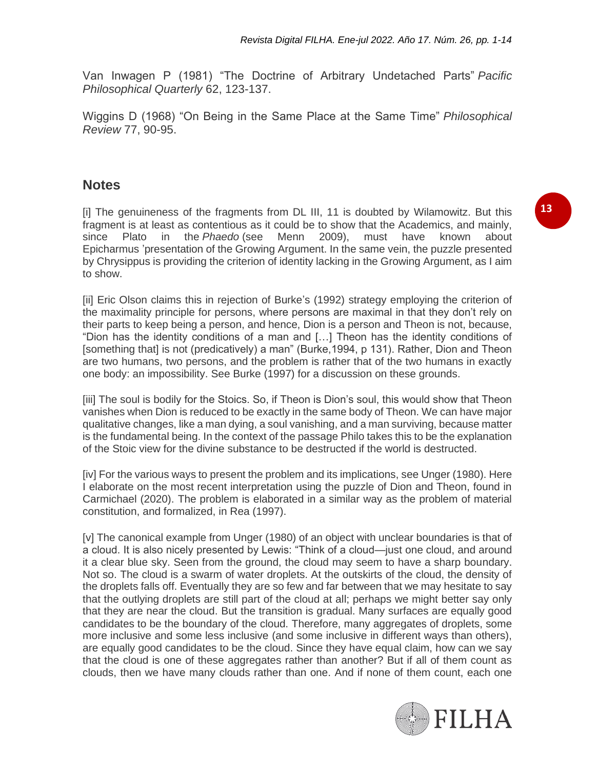Van Inwagen P (1981) “The Doctrine of Arbitrary Undetached Parts” *Pacific Philosophical Quarterly* 62, 123-137.

Wiggins D (1968) “On Being in the Same Place at the Same Time” *Philosophical Review* 77, 90-95.

## Notes

[i] The genuineness of the fragments from DL III, 11 is doubted by Wilamowitz. But this fragment is at least as contentious as it could be to show that the Academics, and mainly, since Plato in the *Phaedo* (see Menn 2009), must have known about Epicharmus ’presentation of the Growing Argument. In the same vein, the puzzle presented by Chrysippus is providing the criterion of identity lacking in the Growing Argument, as I aim to show.

[ii] Eric Olson claims this in rejection of Burke’s (1992) strategy employing the criterion of the maximality principle for persons, where persons are maximal in that they don’t rely on their parts to keep being a person, and hence, Dion is a person and Theon is not, because, “Dion has the identity conditions of a man and […] Theon has the identity conditions of [something that] is not (predicatively) a man” (Burke,1994, p 131). Rather, Dion and Theon are two humans, two persons, and the problem is rather that of the two humans in exactly one body: an impossibility. See Burke (1997) for a discussion on these grounds.

[iii] The soul is bodily for the Stoics. So, if Theon is Dion’s soul, this would show that Theon vanishes when Dion is reduced to be exactly in the same body of Theon. We can have major qualitative changes, like a man dying, a soul vanishing, and a man surviving, because matter is the fundamental being. In the context of the passage Philo takes this to be the explanation of the Stoic view for the divine substance to be destructed if the world is destructed.

[iv] For the various ways to present the problem and its implications, see Unger (1980). Here I elaborate on the most recent interpretation using the puzzle of Dion and Theon, found in Carmichael (2020). The problem is elaborated in a similar way as the problem of material constitution, and formalized, in Rea (1997).

[v] The canonical example from Unger (1980) of an object with unclear boundaries is that of a cloud. It is also nicely presented by Lewis: “Think of a cloud—just one cloud, and around it a clear blue sky. Seen from the ground, the cloud may seem to have a sharp boundary. Not so. The cloud is a swarm of water droplets. At the outskirts of the cloud, the density of the droplets falls off. Eventually they are so few and far between that we may hesitate to say that the outlying droplets are still part of the cloud at all; perhaps we might better say only that they are near the cloud. But the transition is gradual. Many surfaces are equally good candidates to be the boundary of the cloud. Therefore, many aggregates of droplets, some more inclusive and some less inclusive (and some inclusive in different ways than others), are equally good candidates to be the cloud. Since they have equal claim, how can we say that the cloud is one of these aggregates rather than another? But if all of them count as clouds, then we have many clouds rather than one. And if none of them count, each one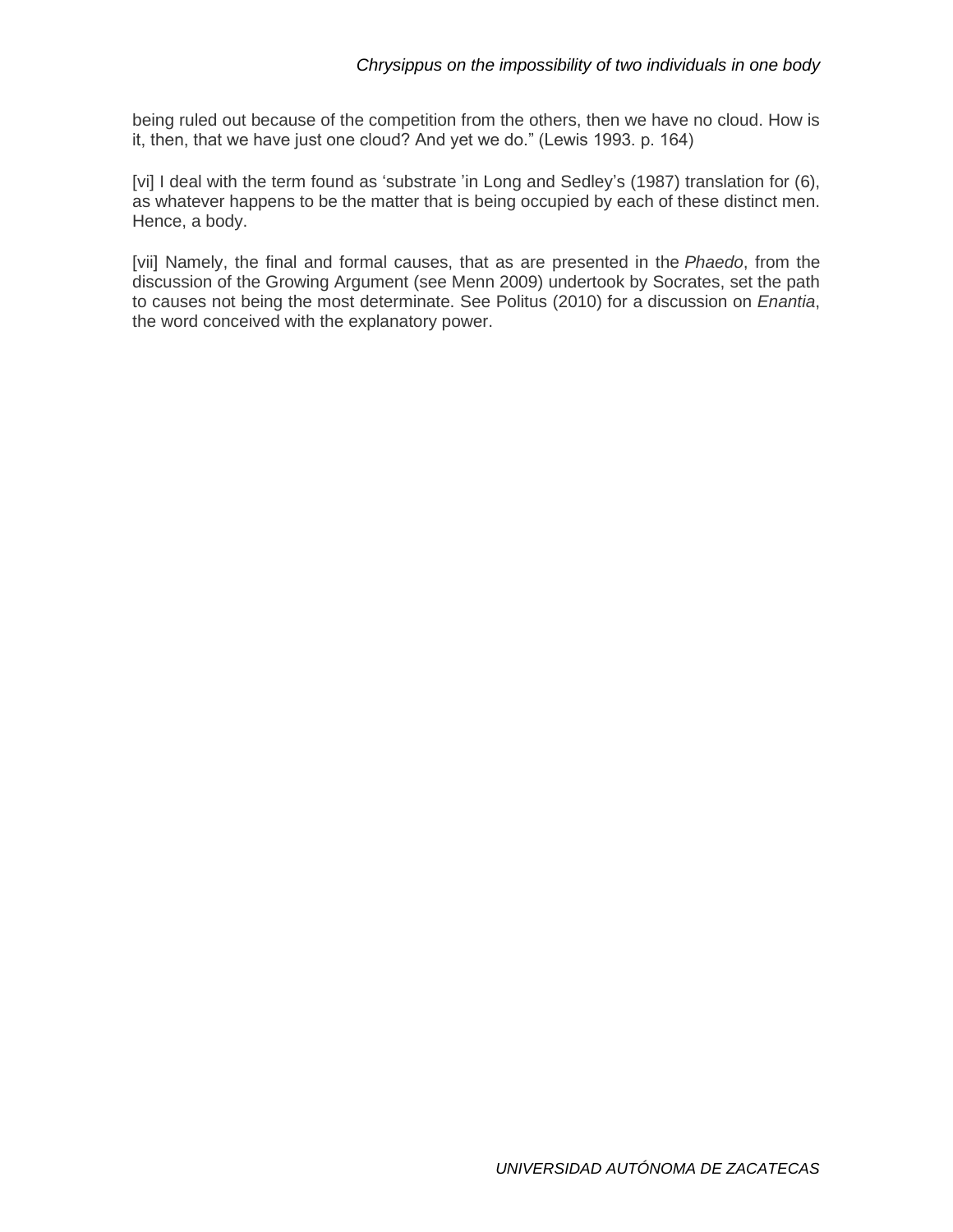being ruled out because of the competition from the others, then we have no cloud. How is it, then, that we have just one cloud? And yet we do." (Lewis 1993. p. 164)

[vi] I deal with the term found as 'substrate 'in Long and Sedley's (1987) translation for (6), as whatever happens to be the matter that is being occupied by each of these distinct men. Hence, a body.

[vii] Namely, the final and formal causes, that as are presented in the *Phaedo*, from the discussion of the Growing Argument (see Menn 2009) undertook by Socrates, set the path to causes not being the most determinate. See Politus (2010) for a discussion on *Enantia*, the word conceived with the explanatory power.